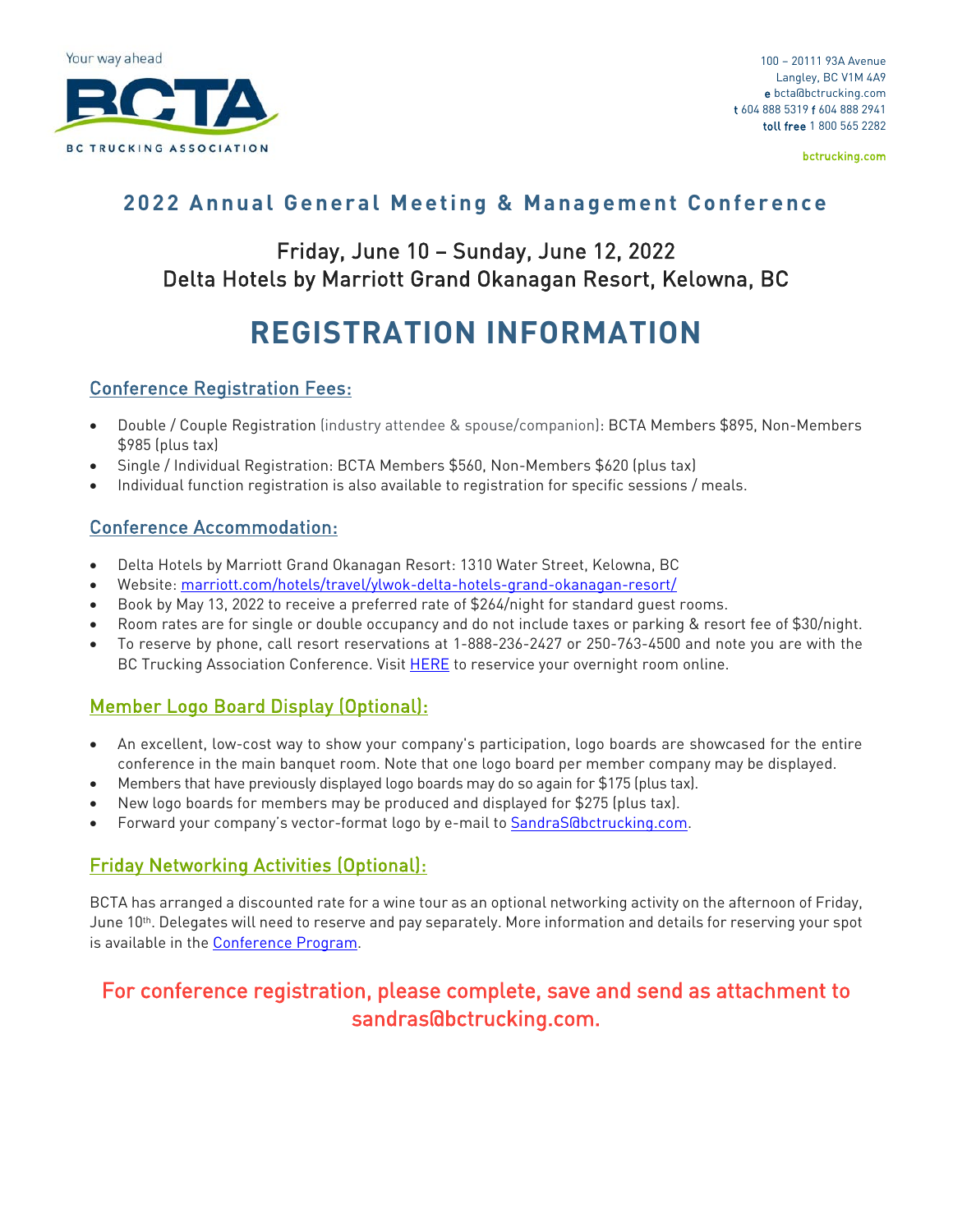Your way ahead

BCTA

BC TRUCKING ASSOCIATION

100 – 20111 93A Avenue
Langley, BC V1M 4A9
e bcta@bctrucking.com
t 604 888 5319 f 604 888 2941
toll free 1 800 565 2282

bctrucking.com

# 2022 Annual General Meeting & Management Conference

## Friday, June 10 – Sunday, June 12, 2022
## Delta Hotels by Marriott Grand Okanagan Resort, Kelowna, BC

# REGISTRATION INFORMATION

### Conference Registration Fees:

- Double / Couple Registration (industry attendee & spouse/companion): BCTA Members $895, Non-Members $985 (plus tax)
- Single / Individual Registration: BCTA Members $560, Non-Members $620 (plus tax)
- Individual function registration is also available to registration for specific sessions / meals.

### Conference Accommodation:

- Delta Hotels by Marriott Grand Okanagan Resort: 1310 Water Street, Kelowna, BC
- Website: marriott.com/hotels/travel/ylwok-delta-hotels-grand-okanagan-resort/
- Book by May 13, 2022 to receive a preferred rate of $264/night for standard guest rooms.
- Room rates are for single or double occupancy and do not include taxes or parking & resort fee of $30/night.
- To reserve by phone, call resort reservations at 1-888-236-2427 or 250-763-4500 and note you are with the BC Trucking Association Conference. Visit HERE to reservice your overnight room online.

### Member Logo Board Display (Optional):

- An excellent, low-cost way to show your company's participation, logo boards are showcased for the entire conference in the main banquet room. Note that one logo board per member company may be displayed.
- Members that have previously displayed logo boards may do so again for $175 (plus tax).
- New logo boards for members may be produced and displayed for $275 (plus tax).
- Forward your company's vector-format logo by e-mail to SandraS@bctrucking.com.

### Friday Networking Activities (Optional):

BCTA has arranged a discounted rate for a wine tour as an optional networking activity on the afternoon of Friday, June 10th. Delegates will need to reserve and pay separately. More information and details for reserving your spot is available in the Conference Program.

**For conference registration, please complete, save and send as attachment to sandras@bctrucking.com.**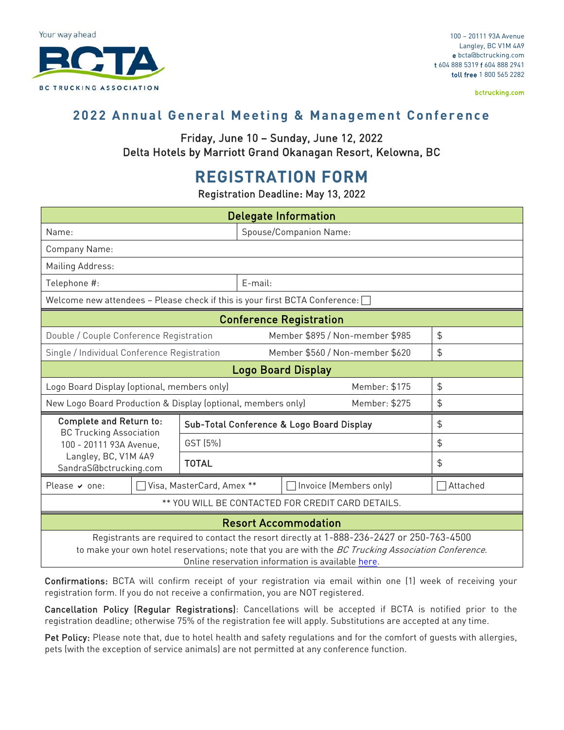Your way ahead

**BCTA**

BC TRUCKING ASSOCIATION

100 – 20111 93A Avenue
Langley, BC V1M 4A9
**e** bcta@bctrucking.com
**t** 604 888 5319 **f** 604 888 2941
**toll free** 1 800 565 2282

**bctrucking.com**

## 2022 Annual General Meeting & Management Conference

**Friday, June 10 – Sunday, June 12, 2022**
**Delta Hotels by Marriott Grand Okanagan Resort, Kelowna, BC**

# REGISTRATION FORM

**Registration Deadline: May 13, 2022**

| | | | |
|---|---|---|---|
| **Delegate Information** | | | |
| Name: | | Spouse/Companion Name: | |
| Company Name: | | | |
| Mailing Address: | | | |
| Telephone #: | | E-mail: | |
| Welcome new attendees – Please check if this is your first BCTA Conference: ☐ | | | |
| **Conference Registration** | | | |
| Double / Couple Conference Registration | | Member $895 / Non-member $985 | $ |
| Single / Individual Conference Registration | | Member $560 / Non-member $620 | $ |
| **Logo Board Display** | | | |
| Logo Board Display (optional, members only) | | Member: $175 | $ |
| New Logo Board Production & Display (optional, members only) | | Member: $275 | $ |
| **Complete and Return to:** BC Trucking Association 100 - 20111 93A Avenue, Langley, BC, V1M 4A9 SandraS@bctrucking.com | **Sub-Total Conference & Logo Board Display** | | $ |
| | GST (5%) | | $ |
| | **TOTAL** | | $ |
| Please ✔ one: | ☐ Visa, MasterCard, Amex ** | ☐ Invoice (Members only) | ☐ Attached |
| ** YOU WILL BE CONTACTED FOR CREDIT CARD DETAILS. | | | |
| **Resort Accommodation** | | | |
| Registrants are required to contact the resort directly at 1-888-236-2427 or 250-763-4500 to make your own hotel reservations; note that you are with the *BC Trucking Association Conference*. Online reservation information is available here. | | | |

**Confirmations:** BCTA will confirm receipt of your registration via email within one (1) week of receiving your registration form. If you do not receive a confirmation, you are NOT registered.

**Cancellation Policy (Regular Registrations)**: Cancellations will be accepted if BCTA is notified prior to the registration deadline; otherwise 75% of the registration fee will apply. Substitutions are accepted at any time.

**Pet Policy:** Please note that, due to hotel health and safety regulations and for the comfort of guests with allergies, pets (with the exception of service animals) are not permitted at any conference function.